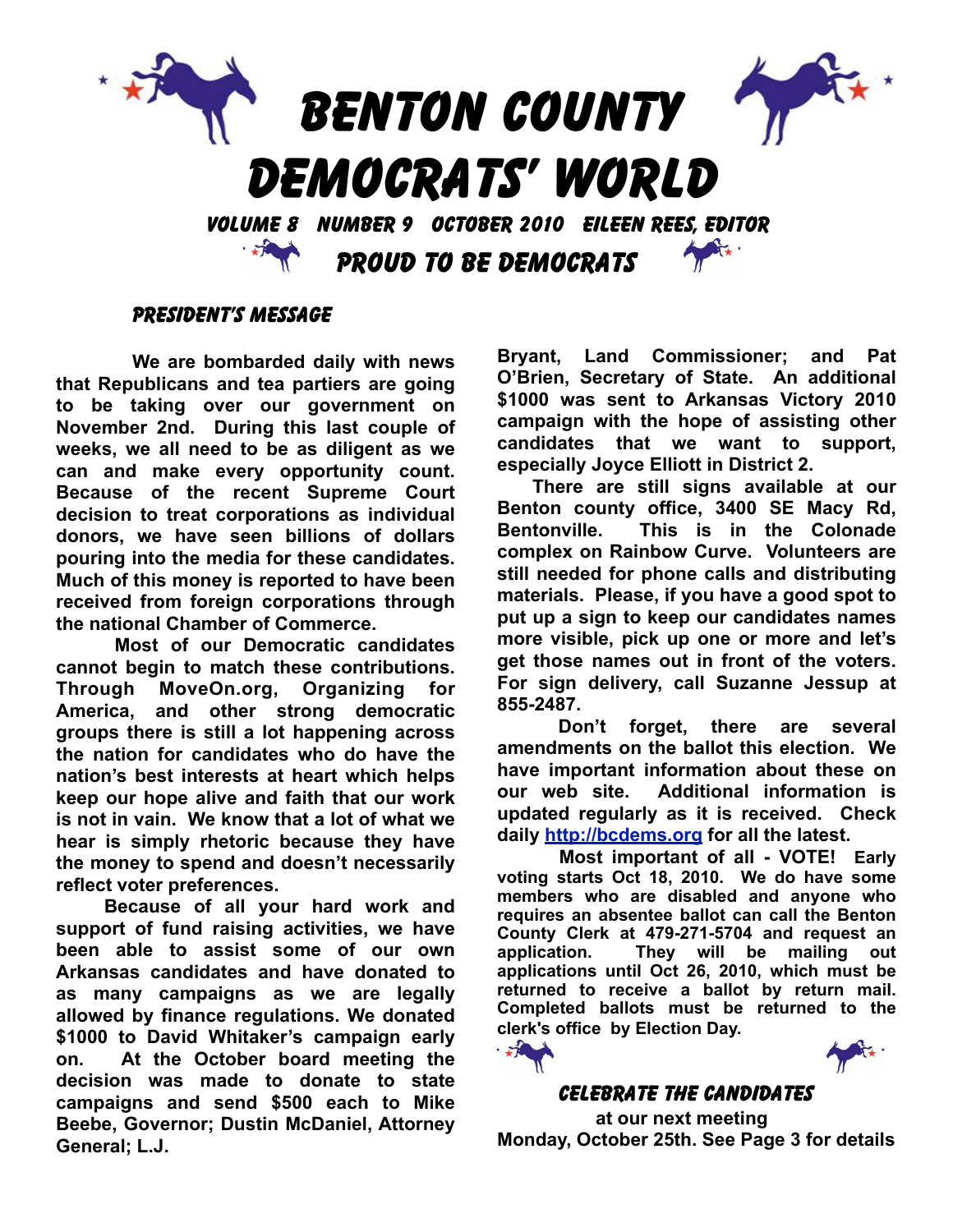// Benton County Democrats' World — newsletter masthead and President's Message
# Benton County Democrats' World

**Volume 8 Number 9 October 2010 Eileen Rees, Editor**

**Proud to be Democrats**

## President's Message

**We are bombarded daily with news that Republicans and tea partiers are going to be taking over our government on November 2nd. During this last couple of weeks, we all need to be as diligent as we can and make every opportunity count. Because of the recent Supreme Court decision to treat corporations as individual donors, we have seen billions of dollars pouring into the media for these candidates. Much of this money is reported to have been received from foreign corporations through the national Chamber of Commerce.**

**Most of our Democratic candidates cannot begin to match these contributions. Through MoveOn.org, Organizing for America, and other strong democratic groups there is still a lot happening across the nation for candidates who do have the nation's best interests at heart which helps keep our hope alive and faith that our work is not in vain. We know that a lot of what we hear is simply rhetoric because they have the money to spend and doesn't necessarily reflect voter preferences.**

**Because of all your hard work and support of fund raising activities, we have been able to assist some of our own Arkansas candidates and have donated to as many campaigns as we are legally allowed by finance regulations. We donated $1000 to David Whitaker's campaign early on. At the October board meeting the decision was made to donate to state campaigns and send $500 each to Mike Beebe, Governor; Dustin McDaniel, Attorney General; L.J. Bryant, Land Commissioner; and Pat O'Brien, Secretary of State. An additional $1000 was sent to Arkansas Victory 2010 campaign with the hope of assisting other candidates that we want to support, especially Joyce Elliott in District 2.**

**There are still signs available at our Benton county office, 3400 SE Macy Rd, Bentonville. This is in the Colonade complex on Rainbow Curve. Volunteers are still needed for phone calls and distributing materials. Please, if you have a good spot to put up a sign to keep our candidates names more visible, pick up one or more and let's get those names out in front of the voters. For sign delivery, call Suzanne Jessup at 855-2487.**

**Don't forget, there are several amendments on the ballot this election. We have important information about these on our web site. Additional information is updated regularly as it is received. Check daily [http://bcdems.org](http://bcdems.org) for all the latest.**

**Most important of all - VOTE! Early voting starts Oct 18, 2010. We do have some members who are disabled and anyone who requires an absentee ballot can call the Benton County Clerk at 479-271-5704 and request an application. They will be mailing out applications until Oct 26, 2010, which must be returned to receive a ballot by return mail. Completed ballots must be returned to the clerk's office by Election Day.**

### Celebrate the Candidates

**at our next meeting**
**Monday, October 25th. See Page 3 for details**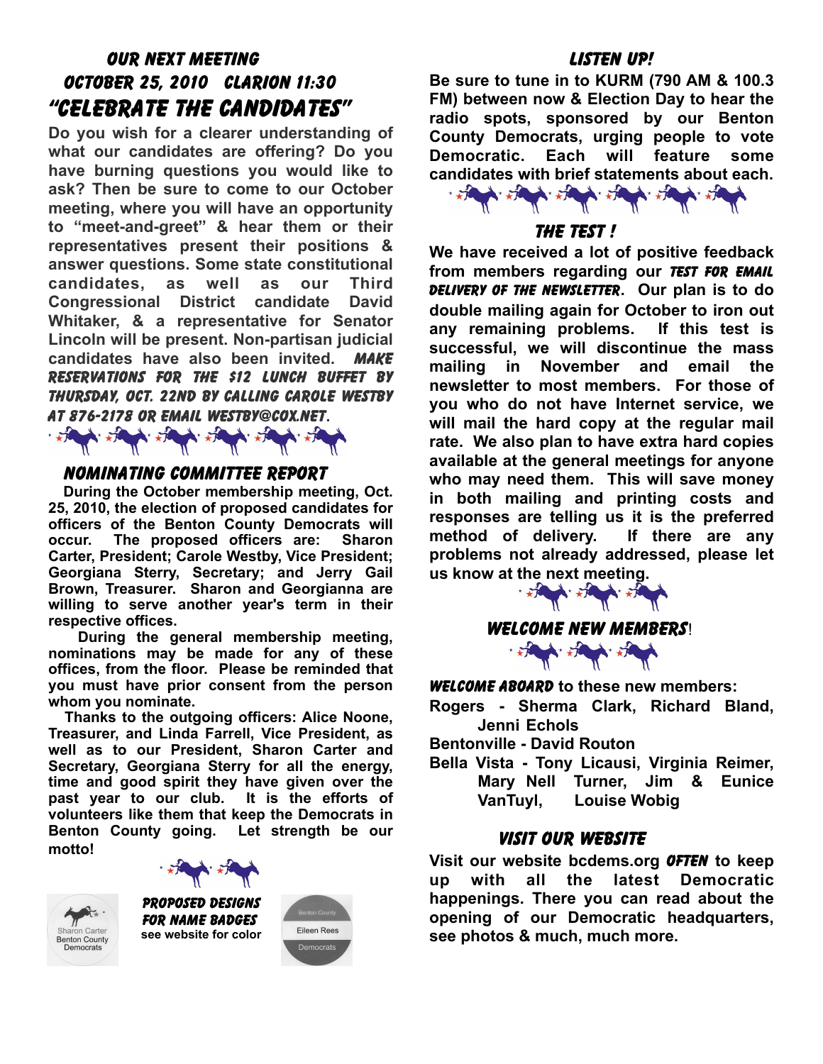## OUR NEXT MEETING

## OCTOBER 25, 2010 CLARION 11:30

# "CELEBRATE THE CANDIDATES"

**Do you wish for a clearer understanding of what our candidates are offering? Do you have burning questions you would like to ask? Then be sure to come to our October meeting, where you will have an opportunity to "meet-and-greet" & hear them or their representatives present their positions & answer questions. Some state constitutional candidates, as well as our Third Congressional District candidate David Whitaker, & a representative for Senator Lincoln will be present. Non-partisan judicial candidates have also been invited.** ***MAKE RESERVATIONS FOR THE $12 LUNCH BUFFET BY THURSDAY, OCT. 22ND BY CALLING CAROLE WESTBY AT 876-2178 OR EMAIL WESTBY@COX.NET*****.**

## NOMINATING COMMITTEE REPORT

**During the October membership meeting, Oct. 25, 2010, the election of proposed candidates for officers of the Benton County Democrats will occur. The proposed officers are: Sharon Carter, President; Carole Westby, Vice President; Georgiana Sterry, Secretary; and Jerry Gail Brown, Treasurer. Sharon and Georgianna are willing to serve another year's term in their respective offices.**

**During the general membership meeting, nominations may be made for any of these offices, from the floor. Please be reminded that you must have prior consent from the person whom you nominate.**

**Thanks to the outgoing officers: Alice Noone, Treasurer, and Linda Farrell, Vice President, as well as to our President, Sharon Carter and Secretary, Georgiana Sterry for all the energy, time and good spirit they have given over the past year to our club. It is the efforts of volunteers like them that keep the Democrats in Benton County going. Let strength be our motto!**

Sharon Carter
Benton County
Democrats

***PROPOSED DESIGNS FOR NAME BADGES***
**see website for color**

Benton County
Eileen Rees
Democrats

## LISTEN UP!

**Be sure to tune in to KURM (790 AM & 100.3 FM) between now & Election Day to hear the radio spots, sponsored by our Benton County Democrats, urging people to vote Democratic. Each will feature some candidates with brief statements about each.**

## THE TEST !

**We have received a lot of positive feedback from members regarding our** ***TEST FOR EMAIL DELIVERY OF THE NEWSLETTER*****. Our plan is to do double mailing again for October to iron out any remaining problems. If this test is successful, we will discontinue the mass mailing in November and email the newsletter to most members. For those of you who do not have Internet service, we will mail the hard copy at the regular mail rate. We also plan to have extra hard copies available at the general meetings for anyone who may need them. This will save money in both mailing and printing costs and responses are telling us it is the preferred method of delivery. If there are any problems not already addressed, please let us know at the next meeting.**

## WELCOME NEW MEMBERS!

***WELCOME ABOARD*** **to these new members:**

**Rogers - Sherma Clark, Richard Bland, Jenni Echols**

**Bentonville - David Routon**

**Bella Vista - Tony Licausi, Virginia Reimer, Mary Nell Turner, Jim & Eunice VanTuyl, Louise Wobig**

## VISIT OUR WEBSITE

**Visit our website bcdems.org** ***OFTEN*** **to keep up with all the latest Democratic happenings. There you can read about the opening of our Democratic headquarters, see photos & much, much more.**